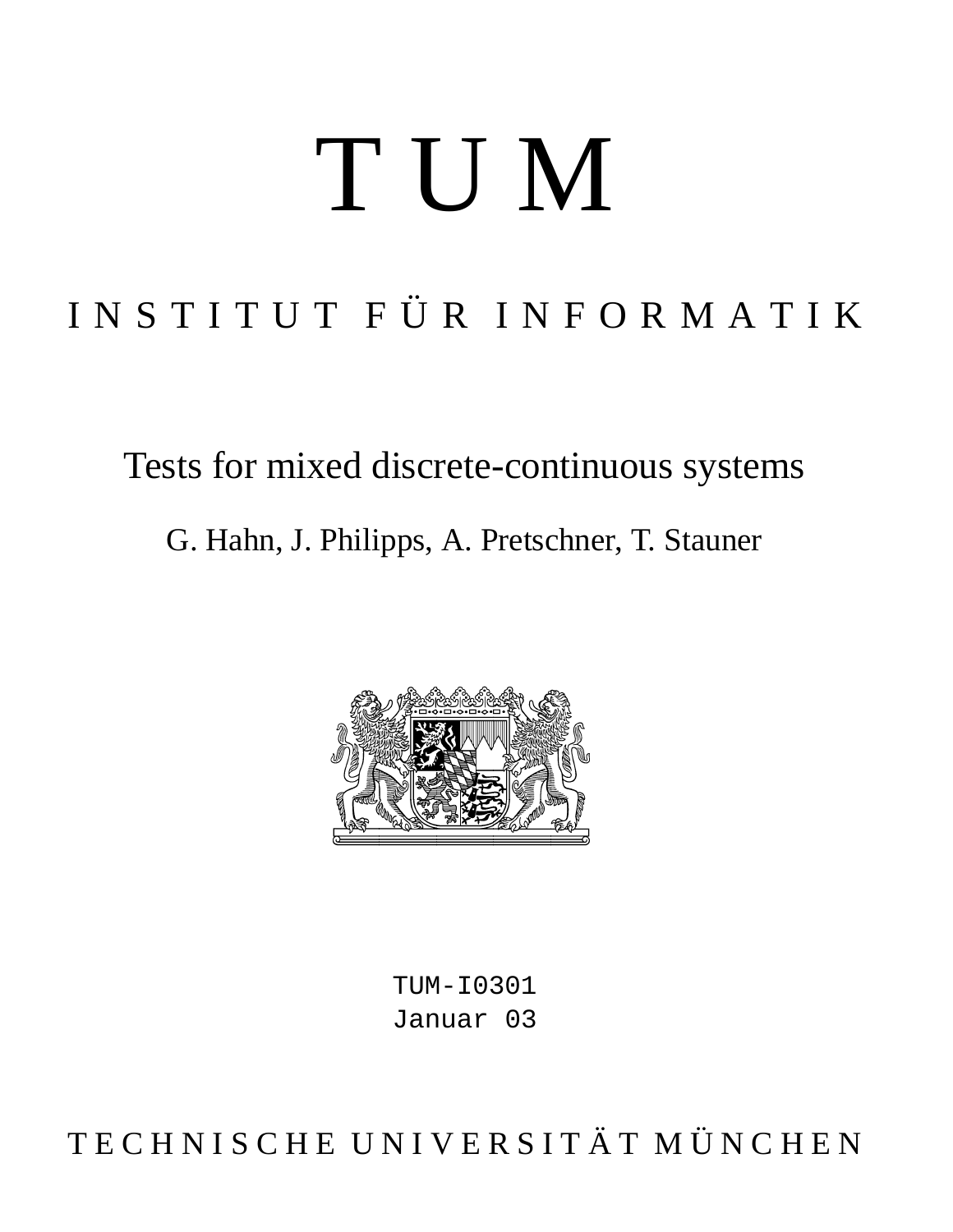# T U M

## I N S T I T U T F Ü R I N F O R M A T I K

## Tests for mixed discrete-continuous systems

G. Hahn, J. Philipps, A. Pretschner, T. Stauner

TUM-I0301
Januar 03

T E C H N I S C H E U N I V E R S I T Ä T M Ü N C H E N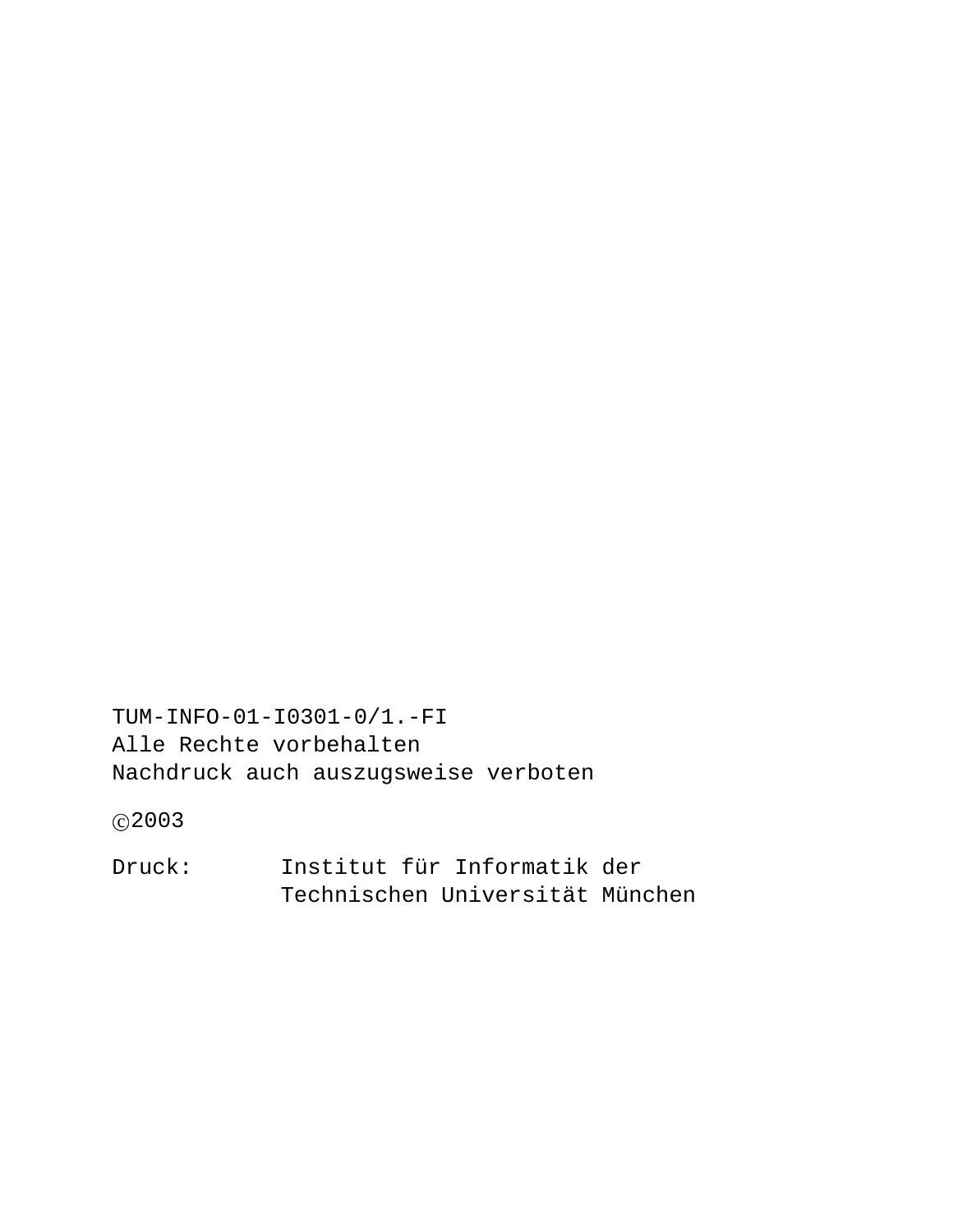TUM-INFO-01-I0301-0/1.-FI
Alle Rechte vorbehalten
Nachdruck auch auszugsweise verboten

©2003

Druck: Institut für Informatik der
Technischen Universität München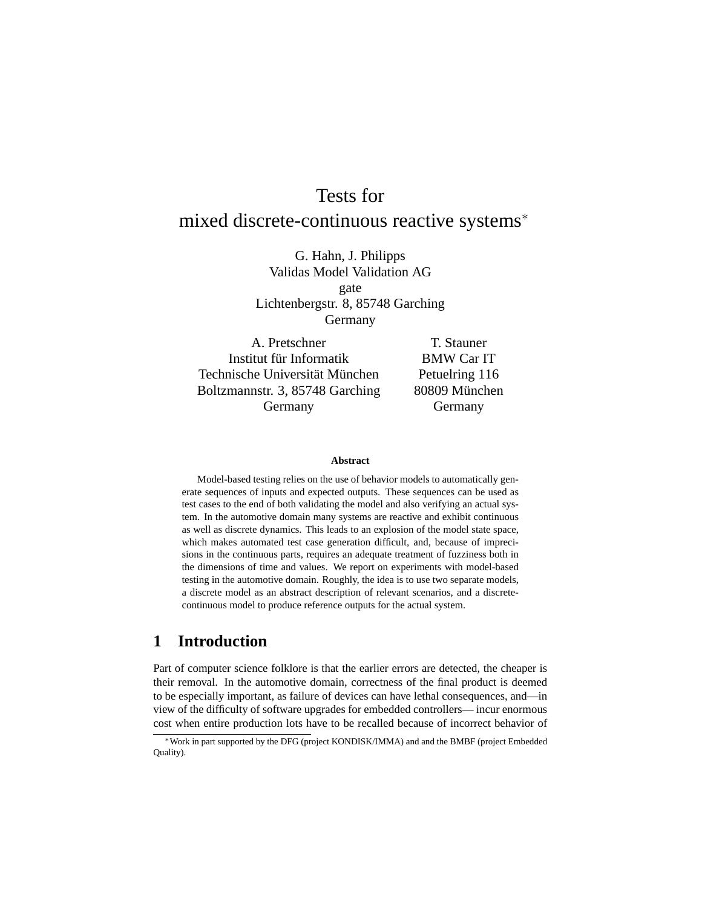# Tests for mixed discrete-continuous reactive systems*

G. Hahn, J. Philipps
Validas Model Validation AG
gate
Lichtenbergstr. 8, 85748 Garching
Germany

A. Pretschner
Institut für Informatik
Technische Universität München
Boltzmannstr. 3, 85748 Garching
Germany

T. Stauner
BMW Car IT
Petuelring 116
80809 München
Germany

**Abstract**

Model-based testing relies on the use of behavior models to automatically generate sequences of inputs and expected outputs. These sequences can be used as test cases to the end of both validating the model and also verifying an actual system. In the automotive domain many systems are reactive and exhibit continuous as well as discrete dynamics. This leads to an explosion of the model state space, which makes automated test case generation difficult, and, because of imprecisions in the continuous parts, requires an adequate treatment of fuzziness both in the dimensions of time and values. We report on experiments with model-based testing in the automotive domain. Roughly, the idea is to use two separate models, a discrete model as an abstract description of relevant scenarios, and a discrete-continuous model to produce reference outputs for the actual system.

## 1 Introduction

Part of computer science folklore is that the earlier errors are detected, the cheaper is their removal. In the automotive domain, correctness of the final product is deemed to be especially important, as failure of devices can have lethal consequences, and—in view of the difficulty of software upgrades for embedded controllers— incur enormous cost when entire production lots have to be recalled because of incorrect behavior of

*Work in part supported by the DFG (project KONDISK/IMMA) and and the BMBF (project Embedded Quality).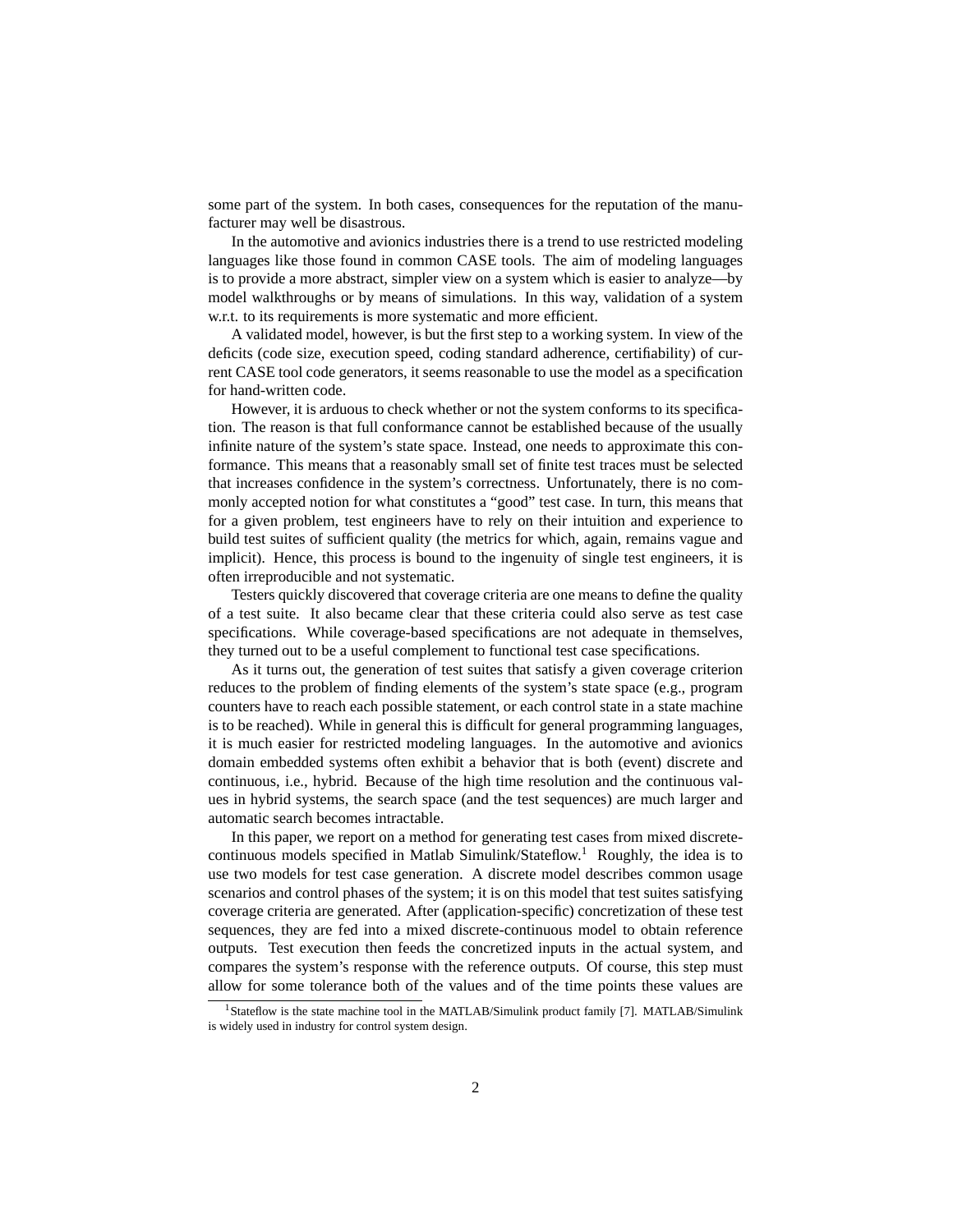some part of the system. In both cases, consequences for the reputation of the manufacturer may well be disastrous.

In the automotive and avionics industries there is a trend to use restricted modeling languages like those found in common CASE tools. The aim of modeling languages is to provide a more abstract, simpler view on a system which is easier to analyze—by model walkthroughs or by means of simulations. In this way, validation of a system w.r.t. to its requirements is more systematic and more efficient.

A validated model, however, is but the first step to a working system. In view of the deficits (code size, execution speed, coding standard adherence, certifiability) of current CASE tool code generators, it seems reasonable to use the model as a specification for hand-written code.

However, it is arduous to check whether or not the system conforms to its specification. The reason is that full conformance cannot be established because of the usually infinite nature of the system's state space. Instead, one needs to approximate this conformance. This means that a reasonably small set of finite test traces must be selected that increases confidence in the system's correctness. Unfortunately, there is no commonly accepted notion for what constitutes a "good" test case. In turn, this means that for a given problem, test engineers have to rely on their intuition and experience to build test suites of sufficient quality (the metrics for which, again, remains vague and implicit). Hence, this process is bound to the ingenuity of single test engineers, it is often irreproducible and not systematic.

Testers quickly discovered that coverage criteria are one means to define the quality of a test suite. It also became clear that these criteria could also serve as test case specifications. While coverage-based specifications are not adequate in themselves, they turned out to be a useful complement to functional test case specifications.

As it turns out, the generation of test suites that satisfy a given coverage criterion reduces to the problem of finding elements of the system's state space (e.g., program counters have to reach each possible statement, or each control state in a state machine is to be reached). While in general this is difficult for general programming languages, it is much easier for restricted modeling languages. In the automotive and avionics domain embedded systems often exhibit a behavior that is both (event) discrete and continuous, i.e., hybrid. Because of the high time resolution and the continuous values in hybrid systems, the search space (and the test sequences) are much larger and automatic search becomes intractable.

In this paper, we report on a method for generating test cases from mixed discrete-continuous models specified in Matlab Simulink/Stateflow.[1] Roughly, the idea is to use two models for test case generation. A discrete model describes common usage scenarios and control phases of the system; it is on this model that test suites satisfying coverage criteria are generated. After (application-specific) concretization of these test sequences, they are fed into a mixed discrete-continuous model to obtain reference outputs. Test execution then feeds the concretized inputs in the actual system, and compares the system's response with the reference outputs. Of course, this step must allow for some tolerance both of the values and of the time points these values are

[1] Stateflow is the state machine tool in the MATLAB/Simulink product family [7]. MATLAB/Simulink is widely used in industry for control system design.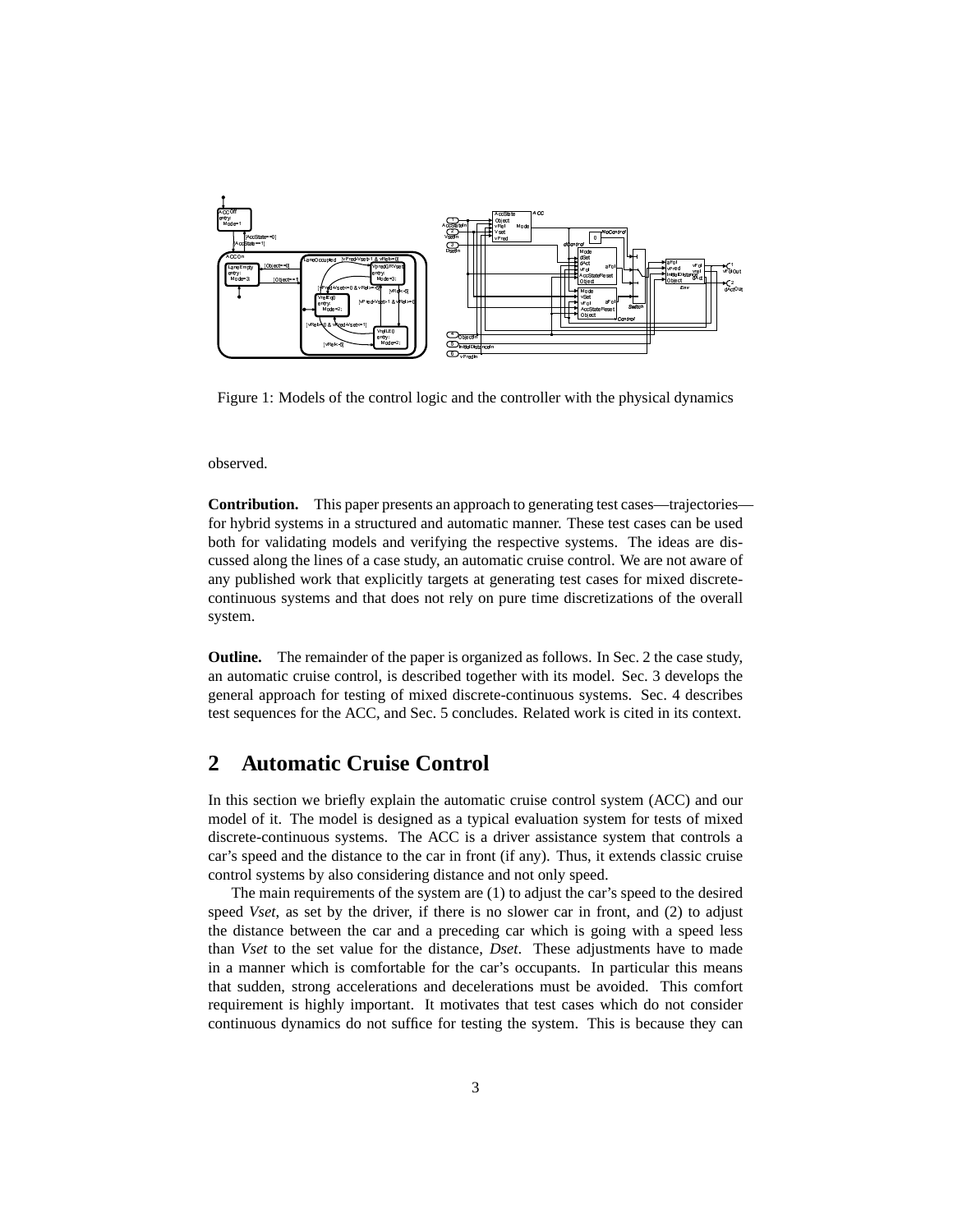Figure 1: Models of the control logic and the controller with the physical dynamics

observed.

**Contribution.** This paper presents an approach to generating test cases—trajectories—for hybrid systems in a structured and automatic manner. These test cases can be used both for validating models and verifying the respective systems. The ideas are discussed along the lines of a case study, an automatic cruise control. We are not aware of any published work that explicitly targets at generating test cases for mixed discrete-continuous systems and that does not rely on pure time discretizations of the overall system.

**Outline.** The remainder of the paper is organized as follows. In Sec. 2 the case study, an automatic cruise control, is described together with its model. Sec. 3 develops the general approach for testing of mixed discrete-continuous systems. Sec. 4 describes test sequences for the ACC, and Sec. 5 concludes. Related work is cited in its context.

## 2 Automatic Cruise Control

In this section we briefly explain the automatic cruise control system (ACC) and our model of it. The model is designed as a typical evaluation system for tests of mixed discrete-continuous systems. The ACC is a driver assistance system that controls a car's speed and the distance to the car in front (if any). Thus, it extends classic cruise control systems by also considering distance and not only speed.

The main requirements of the system are (1) to adjust the car's speed to the desired speed *Vset*, as set by the driver, if there is no slower car in front, and (2) to adjust the distance between the car and a preceding car which is going with a speed less than *Vset* to the set value for the distance, *Dset*. These adjustments have to made in a manner which is comfortable for the car's occupants. In particular this means that sudden, strong accelerations and decelerations must be avoided. This comfort requirement is highly important. It motivates that test cases which do not consider continuous dynamics do not suffice for testing the system. This is because they can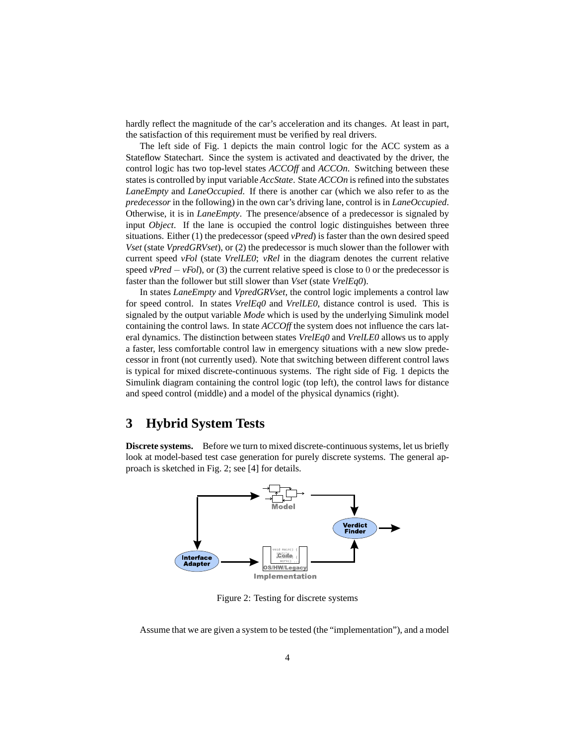hardly reflect the magnitude of the car's acceleration and its changes. At least in part, the satisfaction of this requirement must be verified by real drivers.

The left side of Fig. 1 depicts the main control logic for the ACC system as a Stateflow Statechart. Since the system is activated and deactivated by the driver, the control logic has two top-level states *ACCOff* and *ACCOn*. Switching between these states is controlled by input variable *AccState*. State *ACCOn* is refined into the substates *LaneEmpty* and *LaneOccupied*. If there is another car (which we also refer to as the *predecessor* in the following) in the own car's driving lane, control is in *LaneOccupied*. Otherwise, it is in *LaneEmpty*. The presence/absence of a predecessor is signaled by input *Object*. If the lane is occupied the control logic distinguishes between three situations. Either (1) the predecessor (speed *vPred*) is faster than the own desired speed *Vset* (state *VpredGRVset*), or (2) the predecessor is much slower than the follower with current speed *vFol* (state *VrelLE0*; *vRel* in the diagram denotes the current relative speed *vPred* − *vFol*), or (3) the current relative speed is close to 0 or the predecessor is faster than the follower but still slower than *Vset* (state *VrelEq0*).

In states *LaneEmpty* and *VpredGRVset*, the control logic implements a control law for speed control. In states *VrelEq0* and *VrelLE0*, distance control is used. This is signaled by the output variable *Mode* which is used by the underlying Simulink model containing the control laws. In state *ACCOff* the system does not influence the cars lateral dynamics. The distinction between states *VrelEq0* and *VrelLE0* allows us to apply a faster, less comfortable control law in emergency situations with a new slow predecessor in front (not currently used). Note that switching between different control laws is typical for mixed discrete-continuous systems. The right side of Fig. 1 depicts the Simulink diagram containing the control logic (top left), the control laws for distance and speed control (middle) and a model of the physical dynamics (right).

# 3 Hybrid System Tests

**Discrete systems.** Before we turn to mixed discrete-continuous systems, let us briefly look at model-based test case generation for purely discrete systems. The general approach is sketched in Fig. 2; see [4] for details.

Figure 2: Testing for discrete systems

Assume that we are given a system to be tested (the "implementation"), and a model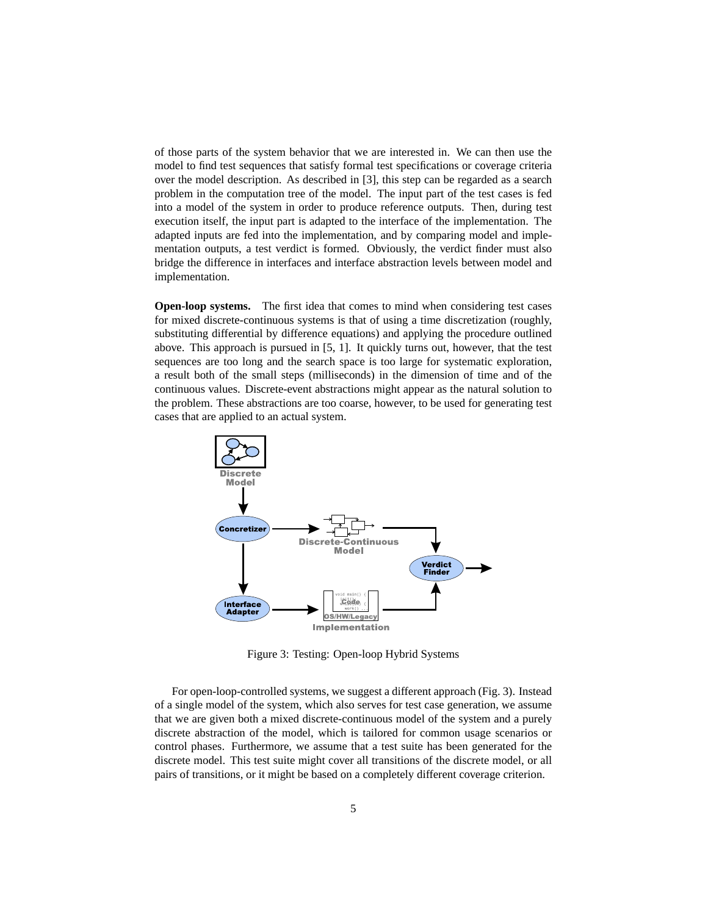of those parts of the system behavior that we are interested in. We can then use the model to find test sequences that satisfy formal test specifications or coverage criteria over the model description. As described in [3], this step can be regarded as a search problem in the computation tree of the model. The input part of the test cases is fed into a model of the system in order to produce reference outputs. Then, during test execution itself, the input part is adapted to the interface of the implementation. The adapted inputs are fed into the implementation, and by comparing model and implementation outputs, a test verdict is formed. Obviously, the verdict finder must also bridge the difference in interfaces and interface abstraction levels between model and implementation.

**Open-loop systems.** The first idea that comes to mind when considering test cases for mixed discrete-continuous systems is that of using a time discretization (roughly, substituting differential by difference equations) and applying the procedure outlined above. This approach is pursued in [5, 1]. It quickly turns out, however, that the test sequences are too long and the search space is too large for systematic exploration, a result both of the small steps (milliseconds) in the dimension of time and of the continuous values. Discrete-event abstractions might appear as the natural solution to the problem. These abstractions are too coarse, however, to be used for generating test cases that are applied to an actual system.

Figure 3: Testing: Open-loop Hybrid Systems

For open-loop-controlled systems, we suggest a different approach (Fig. 3). Instead of a single model of the system, which also serves for test case generation, we assume that we are given both a mixed discrete-continuous model of the system and a purely discrete abstraction of the model, which is tailored for common usage scenarios or control phases. Furthermore, we assume that a test suite has been generated for the discrete model. This test suite might cover all transitions of the discrete model, or all pairs of transitions, or it might be based on a completely different coverage criterion.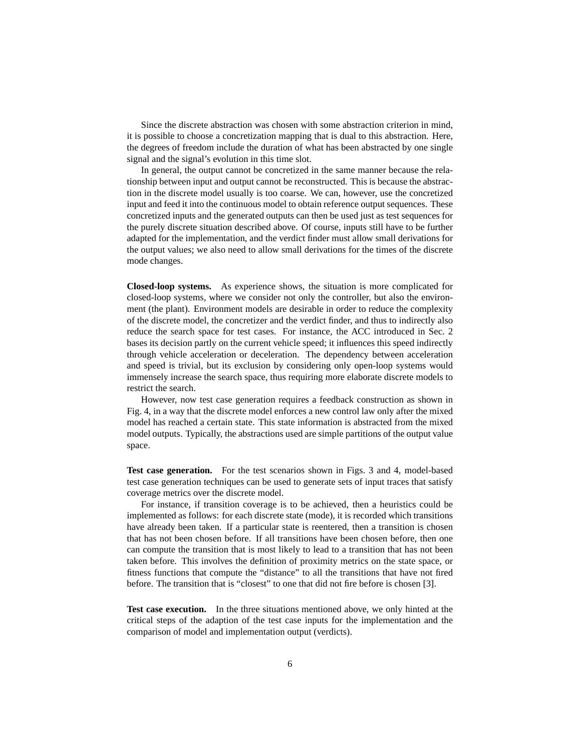Since the discrete abstraction was chosen with some abstraction criterion in mind, it is possible to choose a concretization mapping that is dual to this abstraction. Here, the degrees of freedom include the duration of what has been abstracted by one single signal and the signal's evolution in this time slot.

In general, the output cannot be concretized in the same manner because the relationship between input and output cannot be reconstructed. This is because the abstraction in the discrete model usually is too coarse. We can, however, use the concretized input and feed it into the continuous model to obtain reference output sequences. These concretized inputs and the generated outputs can then be used just as test sequences for the purely discrete situation described above. Of course, inputs still have to be further adapted for the implementation, and the verdict finder must allow small derivations for the output values; we also need to allow small derivations for the times of the discrete mode changes.

**Closed-loop systems.** As experience shows, the situation is more complicated for closed-loop systems, where we consider not only the controller, but also the environment (the plant). Environment models are desirable in order to reduce the complexity of the discrete model, the concretizer and the verdict finder, and thus to indirectly also reduce the search space for test cases. For instance, the ACC introduced in Sec. 2 bases its decision partly on the current vehicle speed; it influences this speed indirectly through vehicle acceleration or deceleration. The dependency between acceleration and speed is trivial, but its exclusion by considering only open-loop systems would immensely increase the search space, thus requiring more elaborate discrete models to restrict the search.

However, now test case generation requires a feedback construction as shown in Fig. 4, in a way that the discrete model enforces a new control law only after the mixed model has reached a certain state. This state information is abstracted from the mixed model outputs. Typically, the abstractions used are simple partitions of the output value space.

**Test case generation.** For the test scenarios shown in Figs. 3 and 4, model-based test case generation techniques can be used to generate sets of input traces that satisfy coverage metrics over the discrete model.

For instance, if transition coverage is to be achieved, then a heuristics could be implemented as follows: for each discrete state (mode), it is recorded which transitions have already been taken. If a particular state is reentered, then a transition is chosen that has not been chosen before. If all transitions have been chosen before, then one can compute the transition that is most likely to lead to a transition that has not been taken before. This involves the definition of proximity metrics on the state space, or fitness functions that compute the "distance" to all the transitions that have not fired before. The transition that is "closest" to one that did not fire before is chosen [3].

**Test case execution.** In the three situations mentioned above, we only hinted at the critical steps of the adaption of the test case inputs for the implementation and the comparison of model and implementation output (verdicts).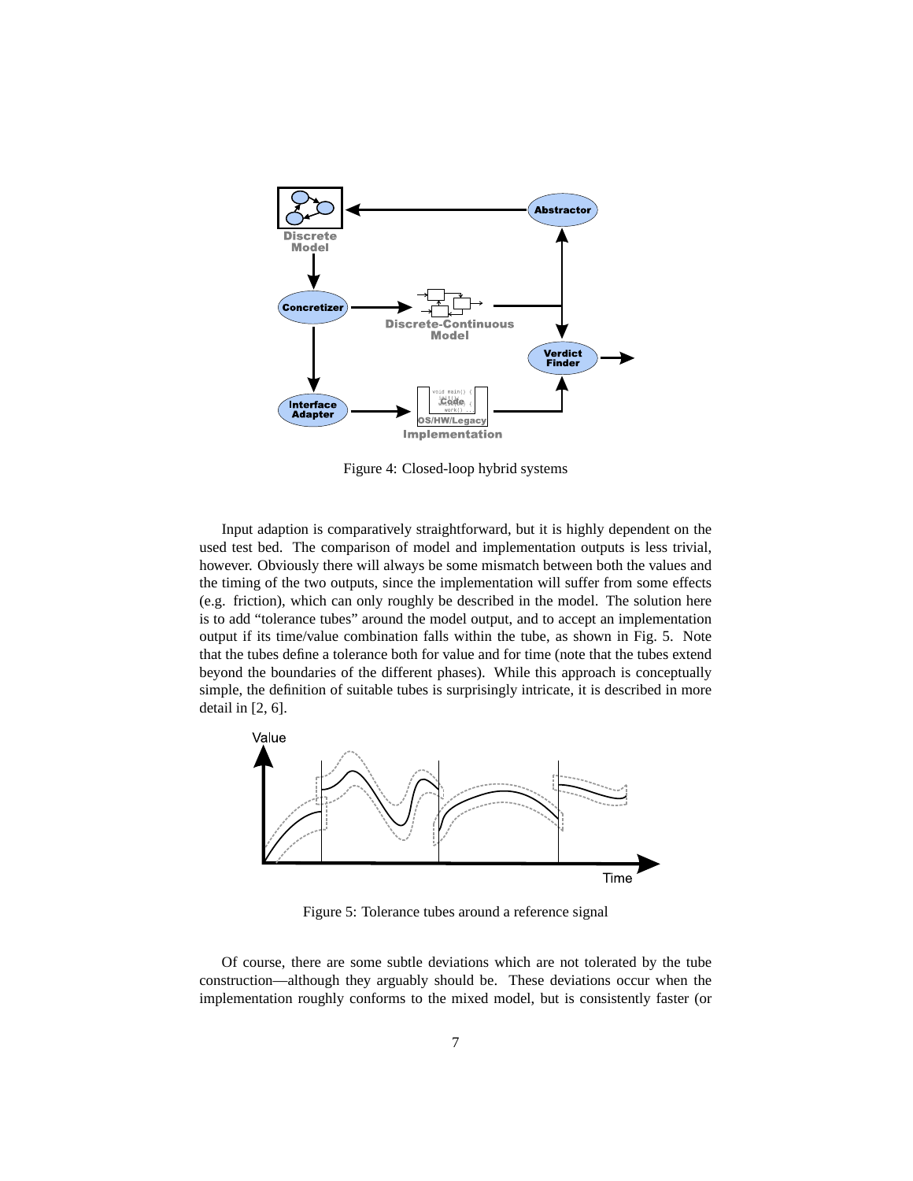Figure 4: Closed-loop hybrid systems

Input adaption is comparatively straightforward, but it is highly dependent on the used test bed. The comparison of model and implementation outputs is less trivial, however. Obviously there will always be some mismatch between both the values and the timing of the two outputs, since the implementation will suffer from some effects (e.g. friction), which can only roughly be described in the model. The solution here is to add "tolerance tubes" around the model output, and to accept an implementation output if its time/value combination falls within the tube, as shown in Fig. 5. Note that the tubes define a tolerance both for value and for time (note that the tubes extend beyond the boundaries of the different phases). While this approach is conceptually simple, the definition of suitable tubes is surprisingly intricate, it is described in more detail in [2, 6].

Figure 5: Tolerance tubes around a reference signal

Of course, there are some subtle deviations which are not tolerated by the tube construction—although they arguably should be. These deviations occur when the implementation roughly conforms to the mixed model, but is consistently faster (or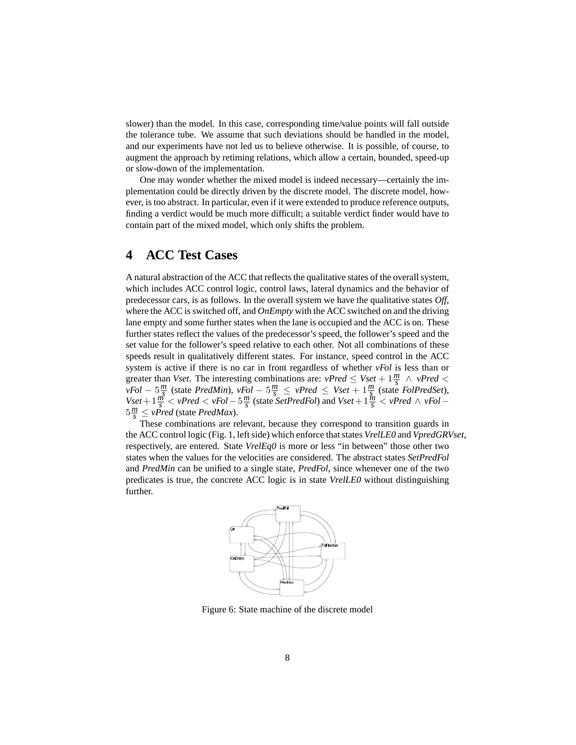slower) than the model. In this case, corresponding time/value points will fall outside the tolerance tube. We assume that such deviations should be handled in the model, and our experiments have not led us to believe otherwise. It is possible, of course, to augment the approach by retiming relations, which allow a certain, bounded, speed-up or slow-down of the implementation.

One may wonder whether the mixed model is indeed necessary—certainly the implementation could be directly driven by the discrete model. The discrete model, however, is too abstract. In particular, even if it were extended to produce reference outputs, finding a verdict would be much more difficult; a suitable verdict finder would have to contain part of the mixed model, which only shifts the problem.

# 4 ACC Test Cases

A natural abstraction of the ACC that reflects the qualitative states of the overall system, which includes ACC control logic, control laws, lateral dynamics and the behavior of predecessor cars, is as follows. In the overall system we have the qualitative states *Off*, where the ACC is switched off, and *OnEmpty* with the ACC switched on and the driving lane empty and some further states when the lane is occupied and the ACC is on. These further states reflect the values of the predecessor's speed, the follower's speed and the set value for the follower's speed relative to each other. Not all combinations of these speeds result in qualitatively different states. For instance, speed control in the ACC system is active if there is no car in front regardless of whether *vFol* is less than or greater than *Vset*. The interesting combinations are: $vPred \leq Vset + 1\frac{m}{s} \;\wedge\; vPred < vFol - 5\frac{m}{s}$ (state *PredMin*), $vFol - 5\frac{m}{s} \leq vPred \leq Vset + 1\frac{m}{s}$ (state *FolPredSet*), $Vset + 1\frac{m}{s} < vPred < vFol - 5\frac{m}{s}$ (state *SetPredFol*) and $Vset + 1\frac{m}{s} < vPred \wedge vFol - 5\frac{m}{s} \leq vPred$ (state *PredMax*).

These combinations are relevant, because they correspond to transition guards in the ACC control logic (Fig. 1, left side) which enforce that states *VrelLE0* and *VpredGRVset*, respectively, are entered. State *VrelEq0* is more or less "in between" those other two states when the values for the velocities are considered. The abstract states *SetPredFol* and *PredMin* can be unified to a single state, *PredFol*, since whenever one of the two predicates is true, the concrete ACC logic is in state *VrelLE0* without distinguishing further.

Figure 6: State machine of the discrete model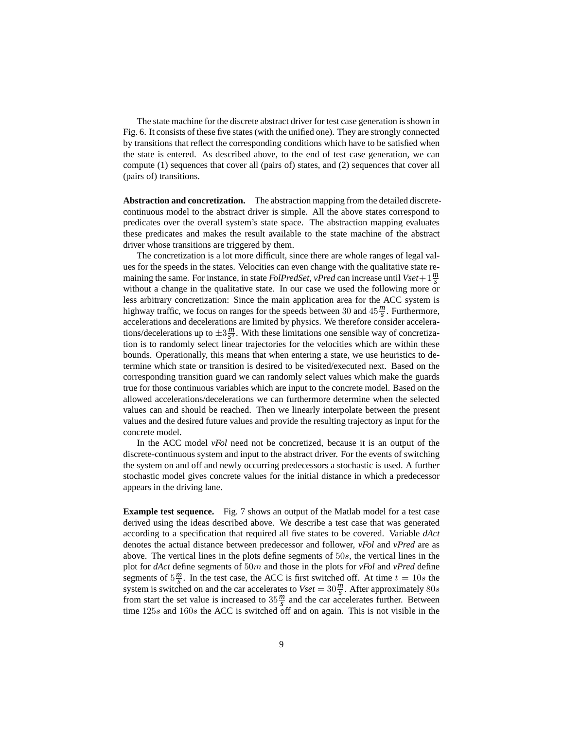The state machine for the discrete abstract driver for test case generation is shown in Fig. 6. It consists of these five states (with the unified one). They are strongly connected by transitions that reflect the corresponding conditions which have to be satisfied when the state is entered. As described above, to the end of test case generation, we can compute (1) sequences that cover all (pairs of) states, and (2) sequences that cover all (pairs of) transitions.

**Abstraction and concretization.** The abstraction mapping from the detailed discrete-continuous model to the abstract driver is simple. All the above states correspond to predicates over the overall system's state space. The abstraction mapping evaluates these predicates and makes the result available to the state machine of the abstract driver whose transitions are triggered by them.

The concretization is a lot more difficult, since there are whole ranges of legal values for the speeds in the states. Velocities can even change with the qualitative state remaining the same. For instance, in state *FolPredSet*, *vPred* can increase until *Vset*$+1\frac{m}{s}$ without a change in the qualitative state. In our case we used the following more or less arbitrary concretization: Since the main application area for the ACC system is highway traffic, we focus on ranges for the speeds between $30$ and $45\frac{m}{s}$. Furthermore, accelerations and decelerations are limited by physics. We therefore consider accelerations/decelerations up to $\pm 3\frac{m}{s^2}$. With these limitations one sensible way of concretization is to randomly select linear trajectories for the velocities which are within these bounds. Operationally, this means that when entering a state, we use heuristics to determine which state or transition is desired to be visited/executed next. Based on the corresponding transition guard we can randomly select values which make the guards true for those continuous variables which are input to the concrete model. Based on the allowed accelerations/decelerations we can furthermore determine when the selected values can and should be reached. Then we linearly interpolate between the present values and the desired future values and provide the resulting trajectory as input for the concrete model.

In the ACC model *vFol* need not be concretized, because it is an output of the discrete-continuous system and input to the abstract driver. For the events of switching the system on and off and newly occurring predecessors a stochastic is used. A further stochastic model gives concrete values for the initial distance in which a predecessor appears in the driving lane.

**Example test sequence.** Fig. 7 shows an output of the Matlab model for a test case derived using the ideas described above. We describe a test case that was generated according to a specification that required all five states to be covered. Variable *dAct* denotes the actual distance between predecessor and follower, *vFol* and *vPred* are as above. The vertical lines in the plots define segments of $50s$, the vertical lines in the plot for *dAct* define segments of $50m$ and those in the plots for *vFol* and *vPred* define segments of $5\frac{m}{s}$. In the test case, the ACC is first switched off. At time $t = 10s$ the system is switched on and the car accelerates to *Vset* $= 30\frac{m}{s}$. After approximately $80s$ from start the set value is increased to $35\frac{m}{s}$ and the car accelerates further. Between time $125s$ and $160s$ the ACC is switched off and on again. This is not visible in the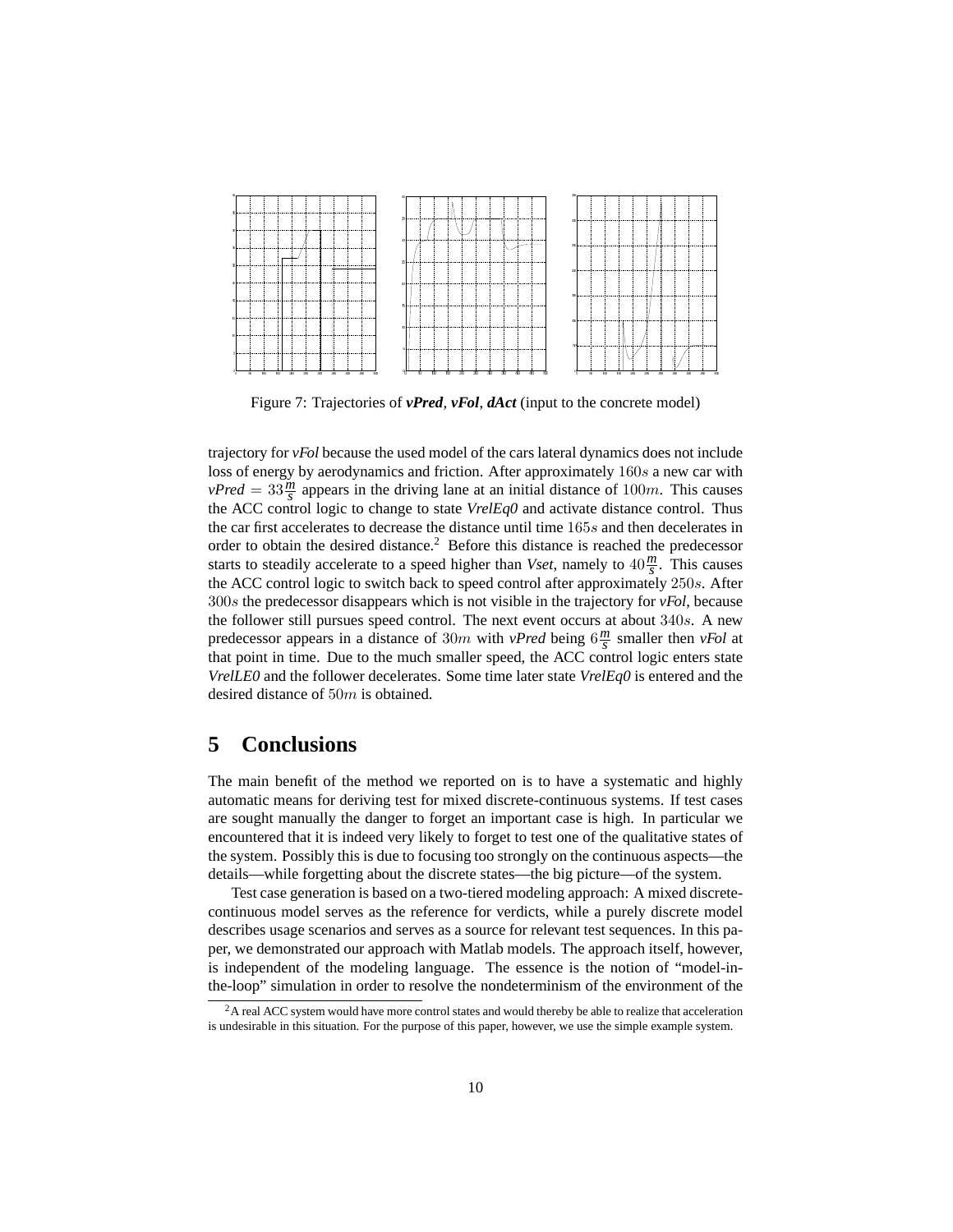Figure 7: Trajectories of ***vPred***, ***vFol***, ***dAct*** (input to the concrete model)

trajectory for *vFol* because the used model of the cars lateral dynamics does not include loss of energy by aerodynamics and friction. After approximately $160s$ a new car with *vPred* $= 33\frac{m}{s}$ appears in the driving lane at an initial distance of $100m$. This causes the ACC control logic to change to state *VrelEq0* and activate distance control. Thus the car first accelerates to decrease the distance until time $165s$ and then decelerates in order to obtain the desired distance.[2] Before this distance is reached the predecessor starts to steadily accelerate to a speed higher than *Vset*, namely to $40\frac{m}{s}$. This causes the ACC control logic to switch back to speed control after approximately $250s$. After $300s$ the predecessor disappears which is not visible in the trajectory for *vFol*, because the follower still pursues speed control. The next event occurs at about $340s$. A new predecessor appears in a distance of $30m$ with *vPred* being $6\frac{m}{s}$ smaller then *vFol* at that point in time. Due to the much smaller speed, the ACC control logic enters state *VrelLE0* and the follower decelerates. Some time later state *VrelEq0* is entered and the desired distance of $50m$ is obtained.

## 5 Conclusions

The main benefit of the method we reported on is to have a systematic and highly automatic means for deriving test for mixed discrete-continuous systems. If test cases are sought manually the danger to forget an important case is high. In particular we encountered that it is indeed very likely to forget to test one of the qualitative states of the system. Possibly this is due to focusing too strongly on the continuous aspects—the details—while forgetting about the discrete states—the big picture—of the system.

Test case generation is based on a two-tiered modeling approach: A mixed discrete-continuous model serves as the reference for verdicts, while a purely discrete model describes usage scenarios and serves as a source for relevant test sequences. In this paper, we demonstrated our approach with Matlab models. The approach itself, however, is independent of the modeling language. The essence is the notion of "model-in-the-loop" simulation in order to resolve the nondeterminism of the environment of the

[2] A real ACC system would have more control states and would thereby be able to realize that acceleration is undesirable in this situation. For the purpose of this paper, however, we use the simple example system.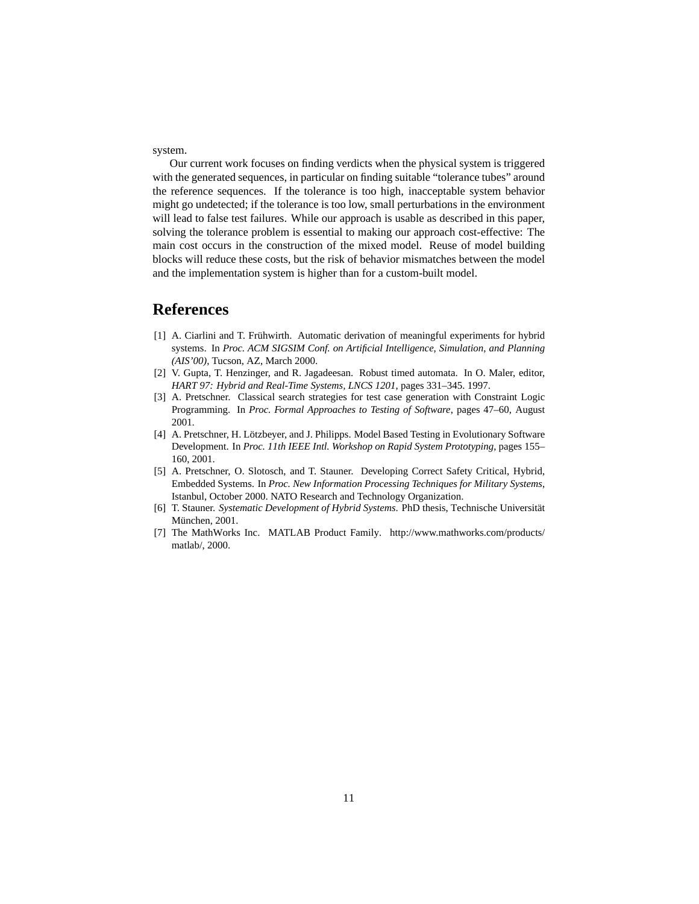system.

Our current work focuses on finding verdicts when the physical system is triggered with the generated sequences, in particular on finding suitable "tolerance tubes" around the reference sequences. If the tolerance is too high, inacceptable system behavior might go undetected; if the tolerance is too low, small perturbations in the environment will lead to false test failures. While our approach is usable as described in this paper, solving the tolerance problem is essential to making our approach cost-effective: The main cost occurs in the construction of the mixed model. Reuse of model building blocks will reduce these costs, but the risk of behavior mismatches between the model and the implementation system is higher than for a custom-built model.

## References

[1] A. Ciarlini and T. Frühwirth. Automatic derivation of meaningful experiments for hybrid systems. In *Proc. ACM SIGSIM Conf. on Artificial Intelligence, Simulation, and Planning (AIS'00)*, Tucson, AZ, March 2000.

[2] V. Gupta, T. Henzinger, and R. Jagadeesan. Robust timed automata. In O. Maler, editor, *HART 97: Hybrid and Real-Time Systems, LNCS 1201*, pages 331–345. 1997.

[3] A. Pretschner. Classical search strategies for test case generation with Constraint Logic Programming. In *Proc. Formal Approaches to Testing of Software*, pages 47–60, August 2001.

[4] A. Pretschner, H. Lötzbeyer, and J. Philipps. Model Based Testing in Evolutionary Software Development. In *Proc. 11th IEEE Intl. Workshop on Rapid System Prototyping*, pages 155–160, 2001.

[5] A. Pretschner, O. Slotosch, and T. Stauner. Developing Correct Safety Critical, Hybrid, Embedded Systems. In *Proc. New Information Processing Techniques for Military Systems*, Istanbul, October 2000. NATO Research and Technology Organization.

[6] T. Stauner. *Systematic Development of Hybrid Systems*. PhD thesis, Technische Universität München, 2001.

[7] The MathWorks Inc. MATLAB Product Family. http://www.mathworks.com/products/matlab/, 2000.